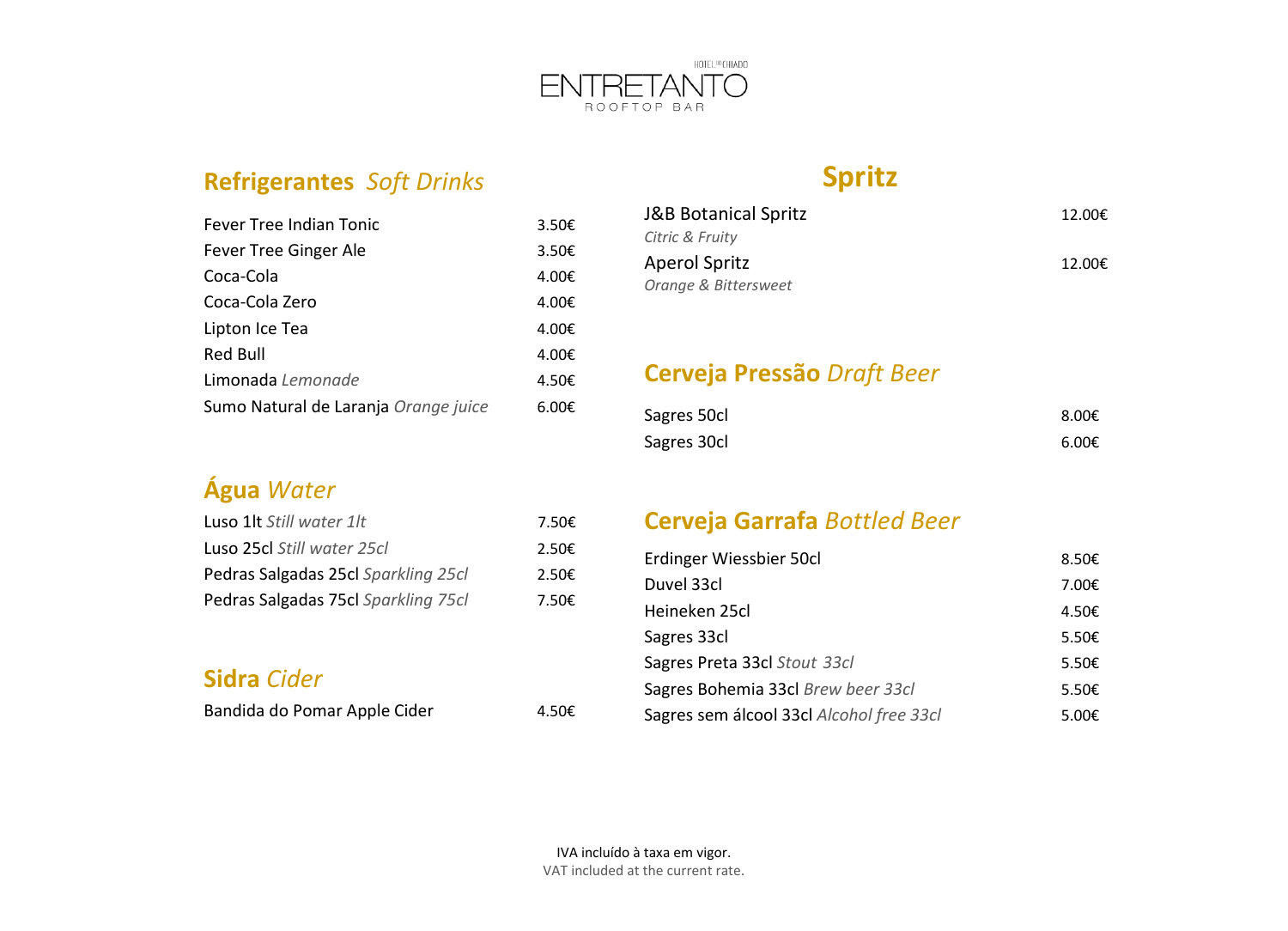HOTEL DO CHIADO

# ENTRETANTO

ROOFTOP BAR

## Refrigerantes *Soft Drinks*

| | |
|---|---|
| Fever Tree Indian Tonic | 3.50€ |
| Fever Tree Ginger Ale | 3.50€ |
| Coca-Cola | 4.00€ |
| Coca-Cola Zero | 4.00€ |
| Lipton Ice Tea | 4.00€ |
| Red Bull | 4.00€ |
| Limonada *Lemonade* | 4.50€ |
| Sumo Natural de Laranja *Orange juice* | 6.00€ |

## Água *Water*

| | |
|---|---|
| Luso 1lt *Still water 1lt* | 7.50€ |
| Luso 25cl *Still water 25cl* | 2.50€ |
| Pedras Salgadas 25cl *Sparkling 25cl* | 2.50€ |
| Pedras Salgadas 75cl *Sparkling 75cl* | 7.50€ |

## Sidra *Cider*

| | |
|---|---|
| Bandida do Pomar Apple Cider | 4.50€ |

## Spritz

| | |
|---|---|
| J&B Botanical Spritz<br>*Citric & Fruity* | 12.00€ |
| Aperol Spritz<br>*Orange & Bittersweet* | 12.00€ |

## Cerveja Pressão *Draft Beer*

| | |
|---|---|
| Sagres 50cl | 8.00€ |
| Sagres 30cl | 6.00€ |

## Cerveja Garrafa *Bottled Beer*

| | |
|---|---|
| Erdinger Wiessbier 50cl | 8.50€ |
| Duvel 33cl | 7.00€ |
| Heineken 25cl | 4.50€ |
| Sagres 33cl | 5.50€ |
| Sagres Preta 33cl *Stout 33cl* | 5.50€ |
| Sagres Bohemia 33cl *Brew beer 33cl* | 5.50€ |
| Sagres sem álcool 33cl *Alcohol free 33cl* | 5.00€ |

IVA incluído à taxa em vigor.
VAT included at the current rate.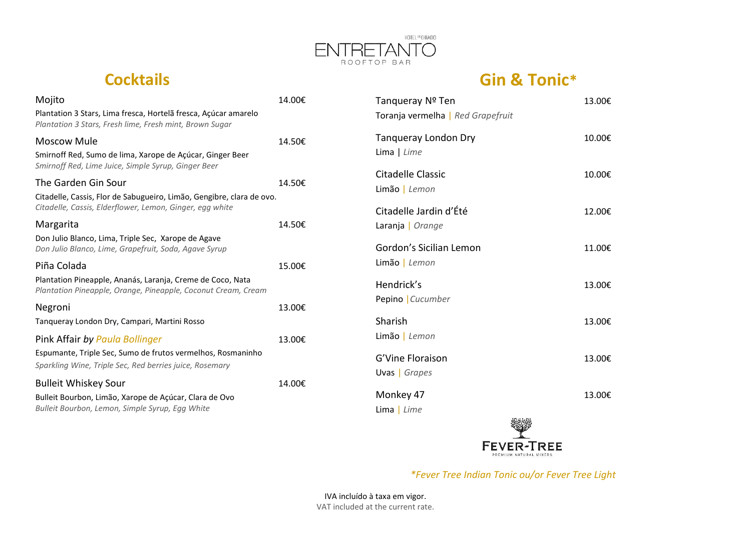ENTRETANTO
ROOFTOP BAR
HOTEL DO CHIADO

## Cocktails

**Mojito** — 14.00€
Plantation 3 Stars, Lima fresca, Hortelã fresca, Açúcar amarelo
*Plantation 3 Stars, Fresh lime, Fresh mint, Brown Sugar*

**Moscow Mule** — 14.50€
Smirnoff Red, Sumo de lima, Xarope de Açúcar, Ginger Beer
*Smirnoff Red, Lime Juice, Simple Syrup, Ginger Beer*

**The Garden Gin Sour** — 14.50€
Citadelle, Cassis, Flor de Sabugueiro, Limão, Gengibre, clara de ovo.
*Citadelle, Cassis, Elderflower, Lemon, Ginger, egg white*

**Margarita** — 14.50€
Don Julio Blanco, Lima, Triple Sec, Xarope de Agave
*Don Julio Blanco, Lime, Grapefruit, Soda, Agave Syrup*

**Piña Colada** — 15.00€
Plantation Pineapple, Ananás, Laranja, Creme de Coco, Nata
*Plantation Pineapple, Orange, Pineapple, Coconut Cream, Cream*

**Negroni** — 13.00€
Tanqueray London Dry, Campari, Martini Rosso

**Pink Affair** *by Paula Bollinger* — 13.00€
Espumante, Triple Sec, Sumo de frutos vermelhos, Rosmaninho
*Sparkling Wine, Triple Sec, Red berries juice, Rosemary*

**Bulleit Whiskey Sour** — 14.00€
Bulleit Bourbon, Limão, Xarope de Açúcar, Clara de Ovo
*Bulleit Bourbon, Lemon, Simple Syrup, Egg White*

## Gin & Tonic*

**Tanqueray Nº Ten** — 13.00€
Toranja vermelha | *Red Grapefruit*

**Tanqueray London Dry** — 10.00€
Lima | *Lime*

**Citadelle Classic** — 10.00€
Limão | *Lemon*

**Citadelle Jardin d'Été** — 12.00€
Laranja | *Orange*

**Gordon's Sicilian Lemon** — 11.00€
Limão | *Lemon*

**Hendrick's** — 13.00€
Pepino | *Cucumber*

**Sharish** — 13.00€
Limão | *Lemon*

**G'Vine Floraison** — 13.00€
Uvas | *Grapes*

**Monkey 47** — 13.00€
Lima | *Lime*

FEVER-TREE
PREMIUM NATURAL MIXERS

*\*Fever Tree Indian Tonic ou/or Fever Tree Light*

IVA incluído à taxa em vigor.
VAT included at the current rate.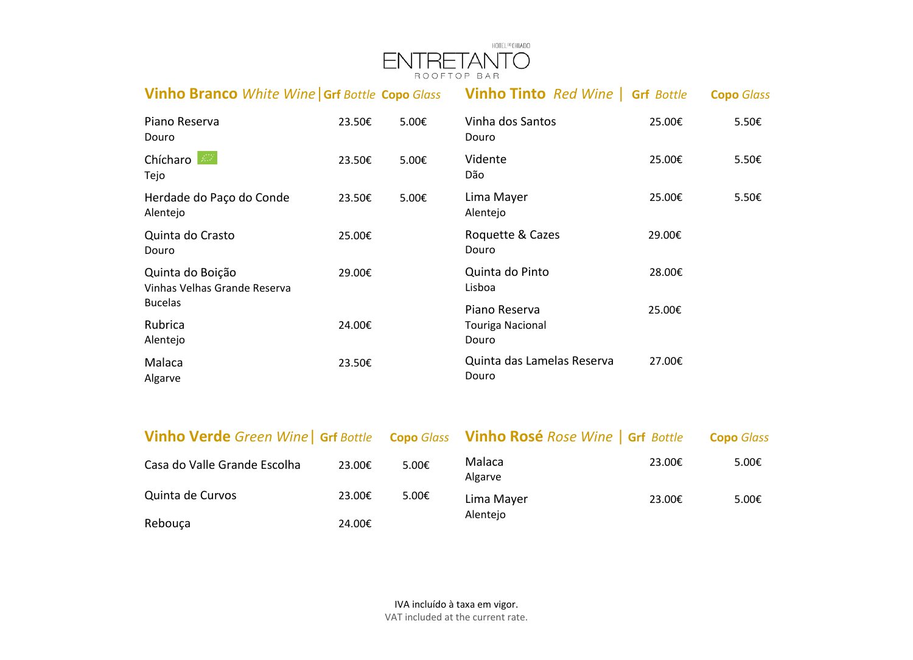# ENTRETANTO

HOTEL DO CHIADO
ROOFTOP BAR

## **Vinho Branco** *White Wine*

| Vinho Branco *White Wine* | **Grf** *Bottle* | **Copo** *Glass* |
|---|---|---|
| Piano Reserva<br>Douro | 23.50€ | 5.00€ |
| Chícharo<br>Tejo | 23.50€ | 5.00€ |
| Herdade do Paço do Conde<br>Alentejo | 23.50€ | 5.00€ |
| Quinta do Crasto<br>Douro | 25.00€ | |
| Quinta do Boição<br>Vinhas Velhas Grande Reserva<br>Bucelas | 29.00€ | |
| Rubrica<br>Alentejo | 24.00€ | |
| Malaca<br>Algarve | 23.50€ | |

## **Vinho Tinto** *Red Wine*

| Vinho Tinto *Red Wine* | **Grf** *Bottle* | **Copo** *Glass* |
|---|---|---|
| Vinha dos Santos<br>Douro | 25.00€ | 5.50€ |
| Vidente<br>Dão | 25.00€ | 5.50€ |
| Lima Mayer<br>Alentejo | 25.00€ | 5.50€ |
| Roquette & Cazes<br>Douro | 29.00€ | |
| Quinta do Pinto<br>Lisboa | 28.00€ | |
| Piano Reserva<br>Touriga Nacional<br>Douro | 25.00€ | |
| Quinta das Lamelas Reserva<br>Douro | 27.00€ | |

## **Vinho Verde** *Green Wine*

| Vinho Verde *Green Wine* | **Grf** *Bottle* | **Copo** *Glass* |
|---|---|---|
| Casa do Valle Grande Escolha | 23.00€ | 5.00€ |
| Quinta de Curvos | 23.00€ | 5.00€ |
| Rebouça | 24.00€ | |

## **Vinho Rosé** *Rose Wine*

| Vinho Rosé *Rose Wine* | **Grf** *Bottle* | **Copo** *Glass* |
|---|---|---|
| Malaca<br>Algarve | 23.00€ | 5.00€ |
| Lima Mayer<br>Alentejo | 23.00€ | 5.00€ |

IVA incluído à taxa em vigor.
VAT included at the current rate.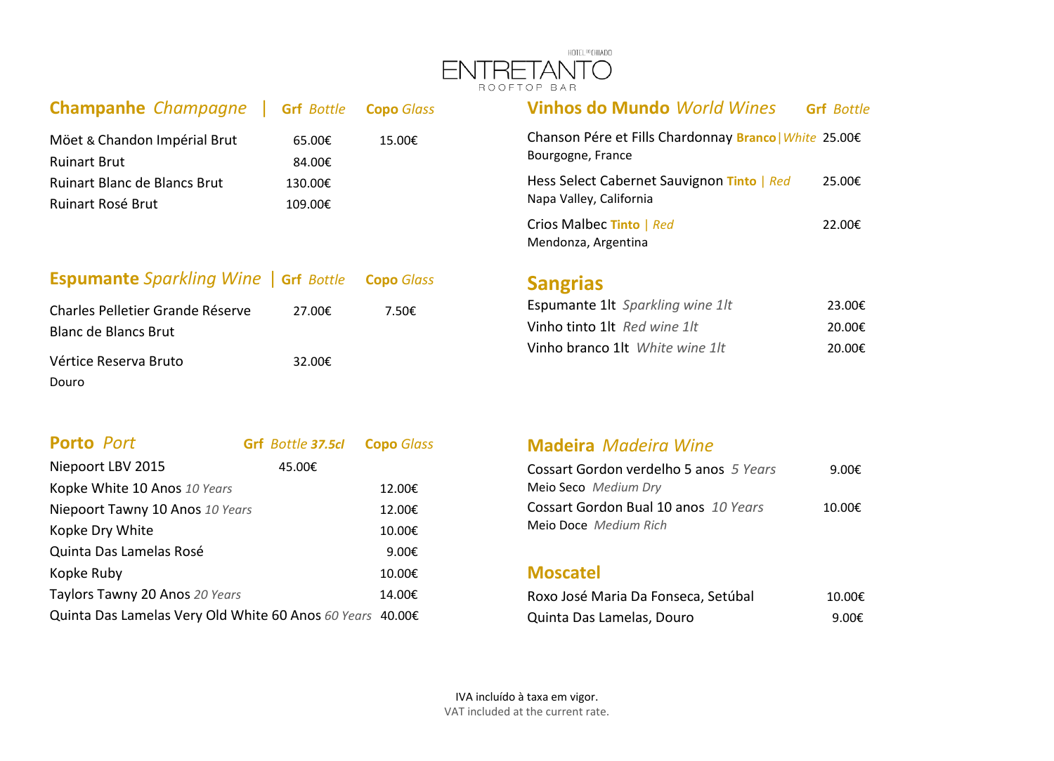HOTEL DO CHIADO

# ENTRETANTO

ROOFTOP BAR

## Champanhe *Champagne*

| | Grf *Bottle* | Copo *Glass* |
|---|---|---|
| Möet & Chandon Impérial Brut | 65.00€ | 15.00€ |
| Ruinart Brut | 84.00€ | |
| Ruinart Blanc de Blancs Brut | 130.00€ | |
| Ruinart Rosé Brut | 109.00€ | |

## Espumante *Sparkling Wine*

| | Grf *Bottle* | Copo *Glass* |
|---|---|---|
| Charles Pelletier Grande Réserve Blanc de Blancs Brut | 27.00€ | 7.50€ |
| Vértice Reserva Bruto<br>Douro | 32.00€ | |

## Porto *Port*

| | Grf *Bottle* ***37.5cl*** | Copo *Glass* |
|---|---|---|
| Niepoort LBV 2015 | 45.00€ | |
| Kopke White 10 Anos *10 Years* | | 12.00€ |
| Niepoort Tawny 10 Anos *10 Years* | | 12.00€ |
| Kopke Dry White | | 10.00€ |
| Quinta Das Lamelas Rosé | | 9.00€ |
| Kopke Ruby | | 10.00€ |
| Taylors Tawny 20 Anos *20 Years* | | 14.00€ |
| Quinta Das Lamelas Very Old White 60 Anos *60 Years* | | 40.00€ |

## Vinhos do Mundo *World Wines*

| | Grf *Bottle* |
|---|---|
| Chanson Pére et Fills Chardonnay **Branco**\|*White*<br>Bourgogne, France | 25.00€ |
| Hess Select Cabernet Sauvignon **Tinto** \| *Red*<br>Napa Valley, California | 25.00€ |
| Crios Malbec **Tinto** \| *Red*<br>Mendonza, Argentina | 22.00€ |

## Sangrias

| | |
|---|---|
| Espumante 1lt *Sparkling wine 1lt* | 23.00€ |
| Vinho tinto 1lt *Red wine 1lt* | 20.00€ |
| Vinho branco 1lt *White wine 1lt* | 20.00€ |

## Madeira *Madeira Wine*

| | |
|---|---|
| Cossart Gordon verdelho 5 anos *5 Years*<br>Meio Seco *Medium Dry* | 9.00€ |
| Cossart Gordon Bual 10 anos *10 Years*<br>Meio Doce *Medium Rich* | 10.00€ |

## Moscatel

| | |
|---|---|
| Roxo José Maria Da Fonseca, Setúbal | 10.00€ |
| Quinta Das Lamelas, Douro | 9.00€ |

IVA incluído à taxa em vigor.
VAT included at the current rate.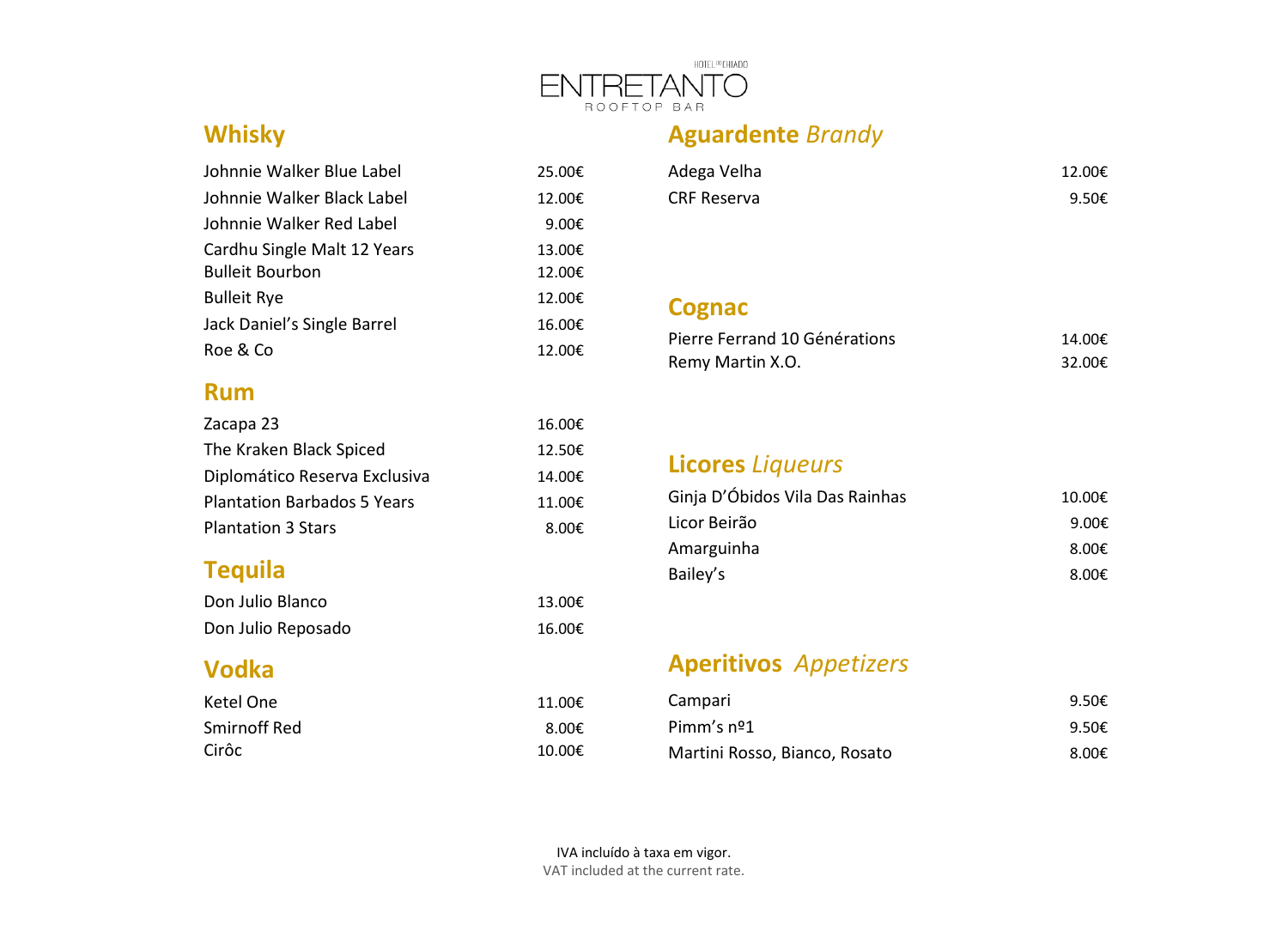HOTEL DO CHIADO
ENTRETANTO
ROOFTOP BAR

## Whisky

| | |
|---|---|
| Johnnie Walker Blue Label | 25.00€ |
| Johnnie Walker Black Label | 12.00€ |
| Johnnie Walker Red Label | 9.00€ |
| Cardhu Single Malt 12 Years | 13.00€ |
| Bulleit Bourbon | 12.00€ |
| Bulleit Rye | 12.00€ |
| Jack Daniel’s Single Barrel | 16.00€ |
| Roe & Co | 12.00€ |

## Rum

| | |
|---|---|
| Zacapa 23 | 16.00€ |
| The Kraken Black Spiced | 12.50€ |
| Diplomático Reserva Exclusiva | 14.00€ |
| Plantation Barbados 5 Years | 11.00€ |
| Plantation 3 Stars | 8.00€ |

## Tequila

| | |
|---|---|
| Don Julio Blanco | 13.00€ |
| Don Julio Reposado | 16.00€ |

## Vodka

| | |
|---|---|
| Ketel One | 11.00€ |
| Smirnoff Red | 8.00€ |
| Cirôc | 10.00€ |

## Aguardente *Brandy*

| | |
|---|---|
| Adega Velha | 12.00€ |
| CRF Reserva | 9.50€ |

## Cognac

| | |
|---|---|
| Pierre Ferrand 10 Générations | 14.00€ |
| Remy Martin X.O. | 32.00€ |

## Licores *Liqueurs*

| | |
|---|---|
| Ginja D’Óbidos Vila Das Rainhas | 10.00€ |
| Licor Beirão | 9.00€ |
| Amarguinha | 8.00€ |
| Bailey’s | 8.00€ |

## Aperitivos *Appetizers*

| | |
|---|---|
| Campari | 9.50€ |
| Pimm’s nº1 | 9.50€ |
| Martini Rosso, Bianco, Rosato | 8.00€ |

IVA incluído à taxa em vigor.
VAT included at the current rate.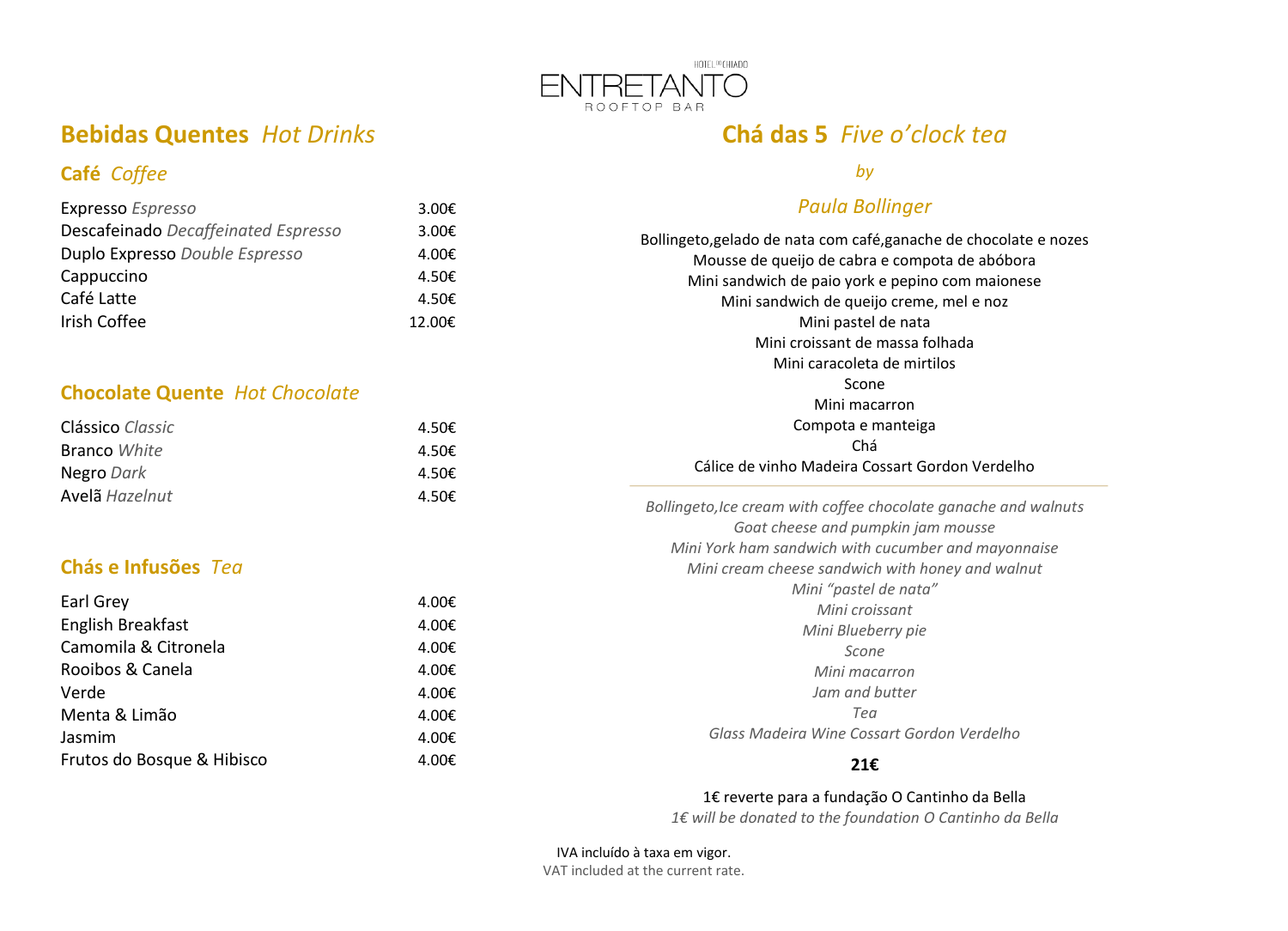HOTEL DO CHIADO
ENTRETANTO
ROOFTOP BAR

## **Bebidas Quentes** *Hot Drinks*

### **Café** *Coffee*

| | |
|---|---|
| Expresso *Espresso* | 3.00€ |
| Descafeinado *Decaffeinated Espresso* | 3.00€ |
| Duplo Expresso *Double Espresso* | 4.00€ |
| Cappuccino | 4.50€ |
| Café Latte | 4.50€ |
| Irish Coffee | 12.00€ |

### **Chocolate Quente** *Hot Chocolate*

| | |
|---|---|
| Clássico *Classic* | 4.50€ |
| Branco *White* | 4.50€ |
| Negro *Dark* | 4.50€ |
| Avelã *Hazelnut* | 4.50€ |

### **Chás e Infusões** *Tea*

| | |
|---|---|
| Earl Grey | 4.00€ |
| English Breakfast | 4.00€ |
| Camomila & Citronela | 4.00€ |
| Rooibos & Canela | 4.00€ |
| Verde | 4.00€ |
| Menta & Limão | 4.00€ |
| Jasmim | 4.00€ |
| Frutos do Bosque & Hibisco | 4.00€ |

## **Chá das 5** *Five o'clock tea*

*by*

*Paula Bollinger*

Bollingeto,gelado de nata com café,ganache de chocolate e nozes
Mousse de queijo de cabra e compota de abóbora
Mini sandwich de paio york e pepino com maionese
Mini sandwich de queijo creme, mel e noz
Mini pastel de nata
Mini croissant de massa folhada
Mini caracoleta de mirtilos
Scone
Mini macarron
Compota e manteiga
Chá
Cálice de vinho Madeira Cossart Gordon Verdelho

---

*Bollingeto,Ice cream with coffee chocolate ganache and walnuts*
*Goat cheese and pumpkin jam mousse*
*Mini York ham sandwich with cucumber and mayonnaise*
*Mini cream cheese sandwich with honey and walnut*
*Mini "pastel de nata"*
*Mini croissant*
*Mini Blueberry pie*
*Scone*
*Mini macarron*
*Jam and butter*
*Tea*
*Glass Madeira Wine Cossart Gordon Verdelho*

**21€**

1€ reverte para a fundação O Cantinho da Bella
*1€ will be donated to the foundation O Cantinho da Bella*

IVA incluído à taxa em vigor.
VAT included at the current rate.